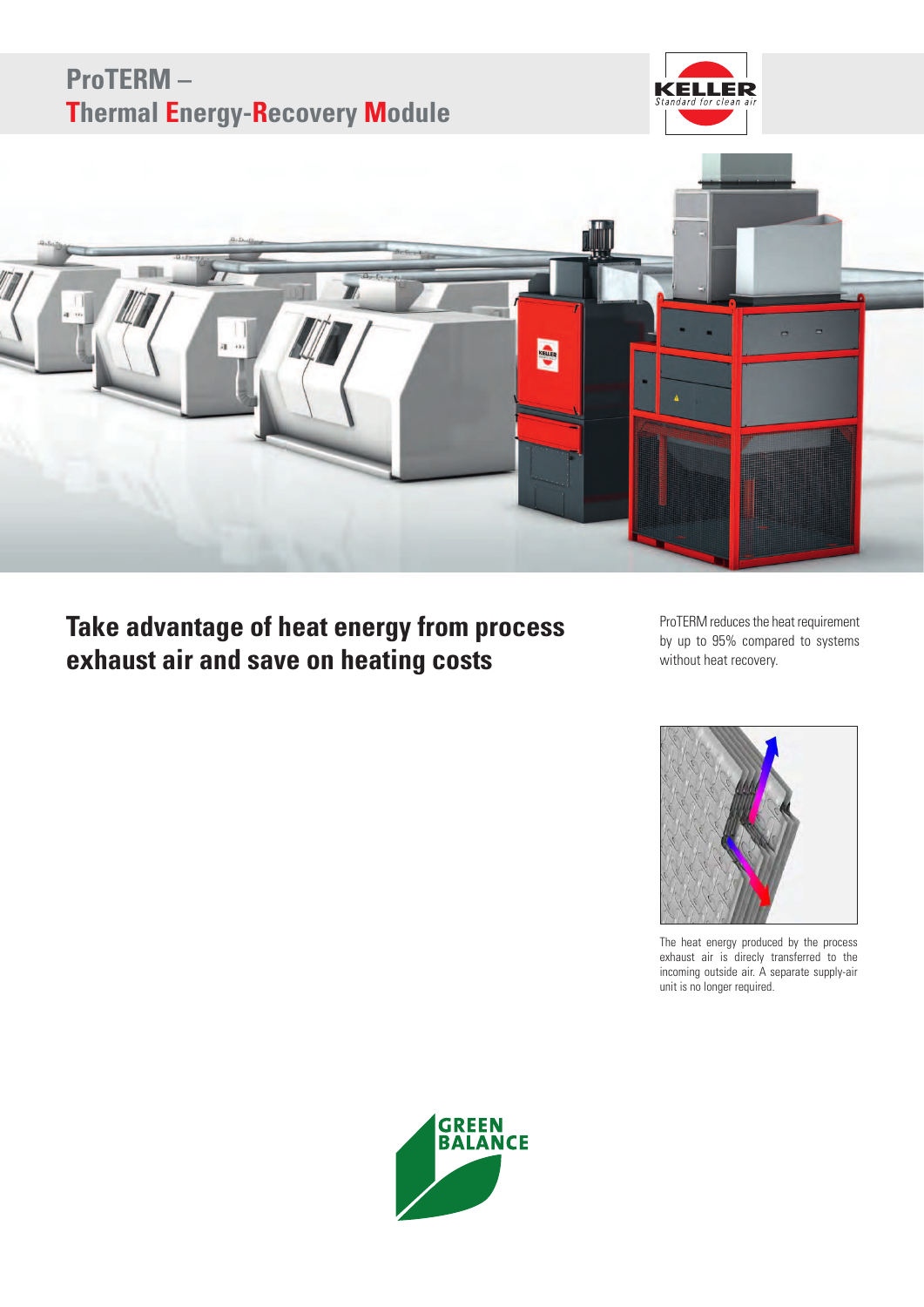# ProTERM – Thermal Energy-Recovery Module

## Take advantage of heat energy from process exhaust air and save on heating costs

ProTERM reduces the heat requirement by up to 95% compared to systems without heat recovery.

The heat energy produced by the process exhaust air is direcly transferred to the incoming outside air. A separate supply-air unit is no longer required.

GREEN BALANCE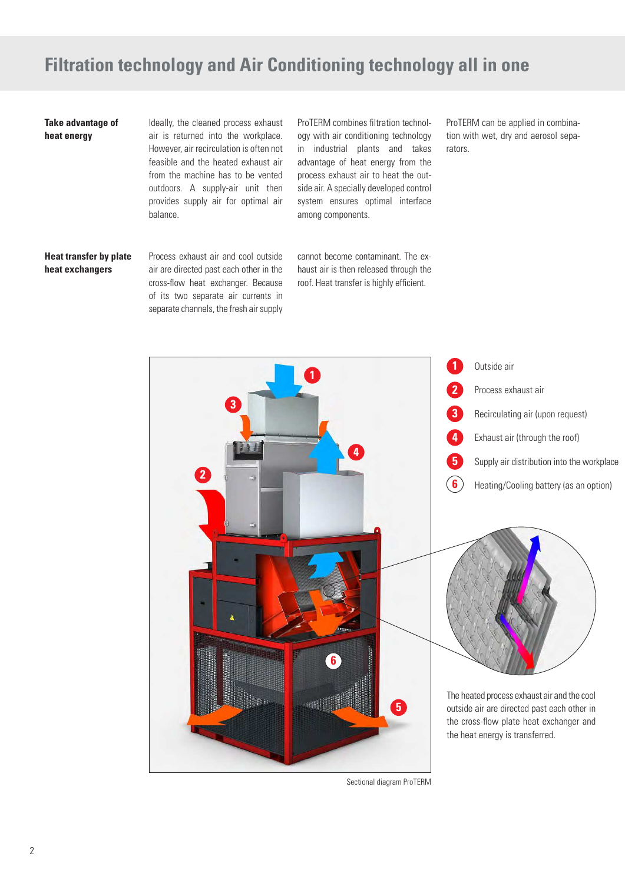## Filtration technology and Air Conditioning technology all in one

**Take advantage of heat energy**

Ideally, the cleaned process exhaust air is returned into the workplace. However, air recirculation is often not feasible and the heated exhaust air from the machine has to be vented outdoors. A supply-air unit then provides supply air for optimal air balance.

ProTERM combines filtration technology with air conditioning technology in industrial plants and takes advantage of heat energy from the process exhaust air to heat the outside air. A specially developed control system ensures optimal interface among components.

ProTERM can be applied in combination with wet, dry and aerosol separators.

**Heat transfer by plate heat exchangers**

Process exhaust air and cool outside air are directed past each other in the cross-flow heat exchanger. Because of its two separate air currents in separate channels, the fresh air supply cannot become contaminant. The exhaust air is then released through the roof. Heat transfer is highly efficient.

1. Outside air
2. Process exhaust air
3. Recirculating air (upon request)
4. Exhaust air (through the roof)
5. Supply air distribution into the workplace
6. Heating/Cooling battery (as an option)

Sectional diagram ProTERM

The heated process exhaust air and the cool outside air are directed past each other in the cross-flow plate heat exchanger and the heat energy is transferred.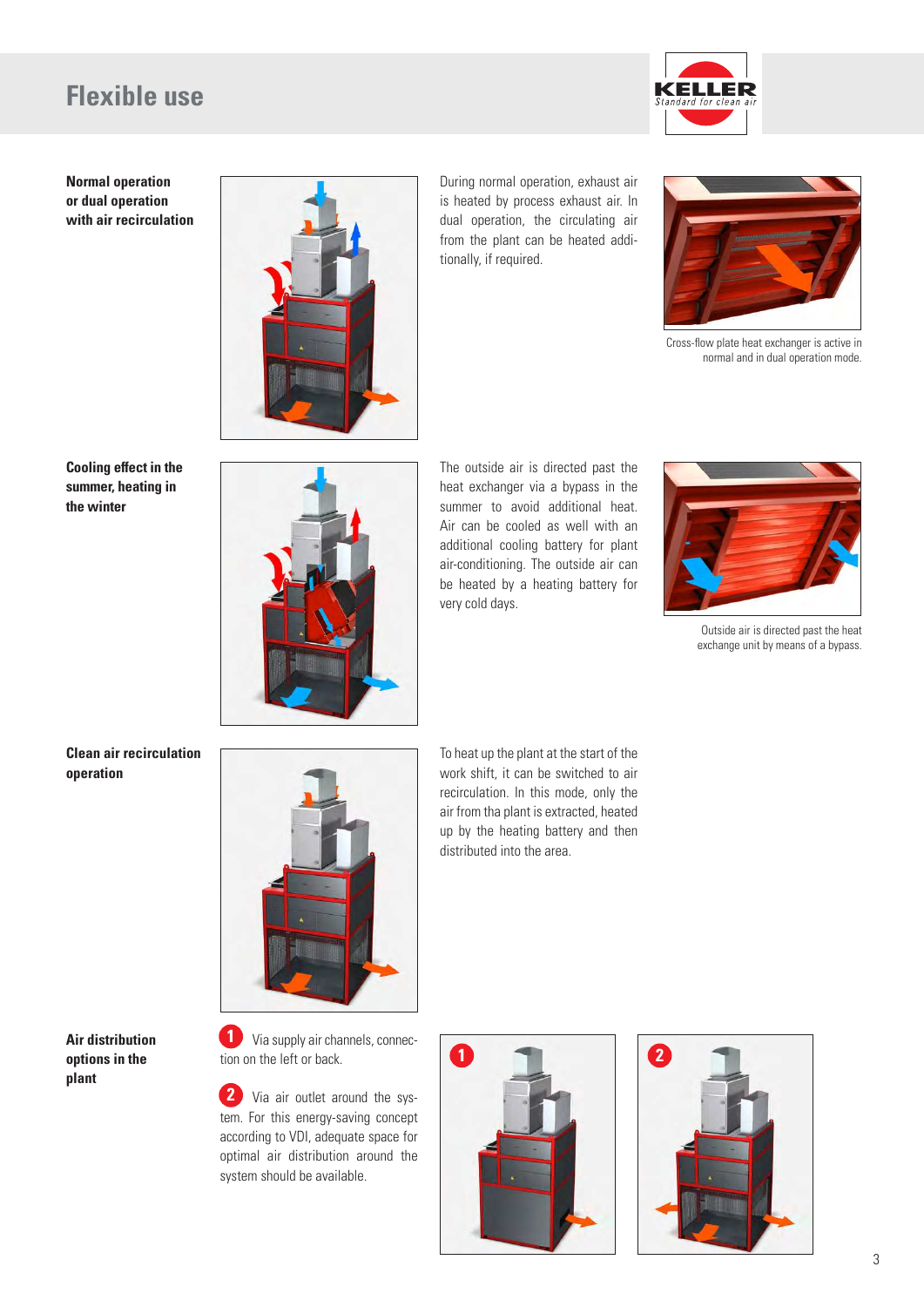# Flexible use

### Normal operation or dual operation with air recirculation

During normal operation, exhaust air is heated by process exhaust air. In dual operation, the circulating air from the plant can be heated additionally, if required.

Cross-flow plate heat exchanger is active in normal and in dual operation mode.

### Cooling effect in the summer, heating in the winter

The outside air is directed past the heat exchanger via a bypass in the summer to avoid additional heat. Air can be cooled as well with an additional cooling battery for plant air-conditioning. The outside air can be heated by a heating battery for very cold days.

Outside air is directed past the heat exchange unit by means of a bypass.

### Clean air recirculation operation

To heat up the plant at the start of the work shift, it can be switched to air recirculation. In this mode, only the air from tha plant is extracted, heated up by the heating battery and then distributed into the area.

### Air distribution options in the plant

1. Via supply air channels, connection on the left or back.

2. Via air outlet around the system. For this energy-saving concept according to VDI, adequate space for optimal air distribution around the system should be available.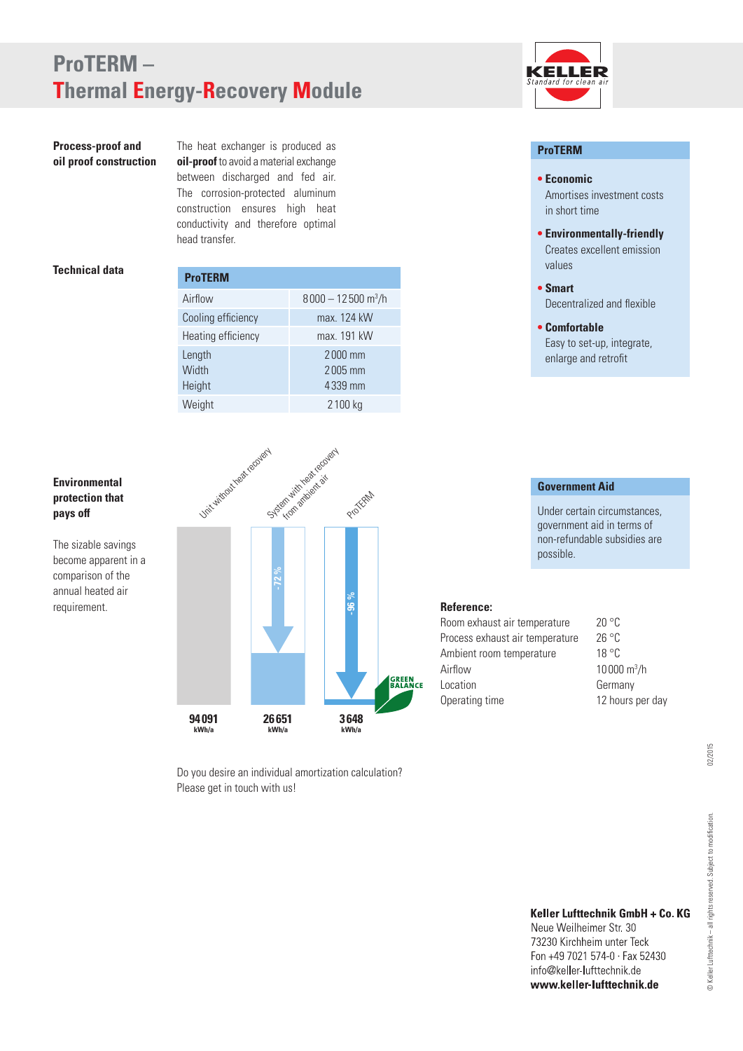# ProTERM – Thermal Energy-Recovery Module

**Process-proof and oil proof construction**

The heat exchanger is produced as **oil-proof** to avoid a material exchange between discharged and fed air. The corrosion-protected aluminum construction ensures high heat conductivity and therefore optimal head transfer.

**Technical data**

| ProTERM | |
|---|---|
| Airflow | 8000 – 12500 m³/h |
| Cooling efficiency | max. 124 kW |
| Heating efficiency | max. 191 kW |
| Length<br>Width<br>Height | 2000 mm<br>2005 mm<br>4339 mm |
| Weight | 2100 kg |

**Environmental protection that pays off**

The sizable savings become apparent in a comparison of the annual heated air requirement.

Unit without heat recovery
System with heat recovery from ambient air
ProTERM

-72 %
-96 %

GREEN BALANCE

94091 kWh/a
26651 kWh/a
3648 kWh/a

Do you desire an individual amortization calculation? Please get in touch with us!

## ProTERM

- **Economic**
  Amortises investment costs in short time
- **Environmentally-friendly**
  Creates excellent emission values
- **Smart**
  Decentralized and flexible
- **Comfortable**
  Easy to set-up, integrate, enlarge and retrofit

## Government Aid

Under certain circumstances, government aid in terms of non-refundable subsidies are possible.

**Reference:**

| | |
|---|---|
| Room exhaust air temperature | 20 °C |
| Process exhaust air temperature | 26 °C |
| Ambient room temperature | 18 °C |
| Airflow | 10000 m³/h |
| Location | Germany |
| Operating time | 12 hours per day |

**Keller Lufttechnik GmbH + Co. KG**
Neue Weilheimer Str. 30
73230 Kirchheim unter Teck
Fon +49 7021 574-0 · Fax 52430
info@keller-lufttechnik.de
**www.keller-lufttechnik.de**

02/2015

© Keller Lufttechnik – all rights reserved. Subject to modification.